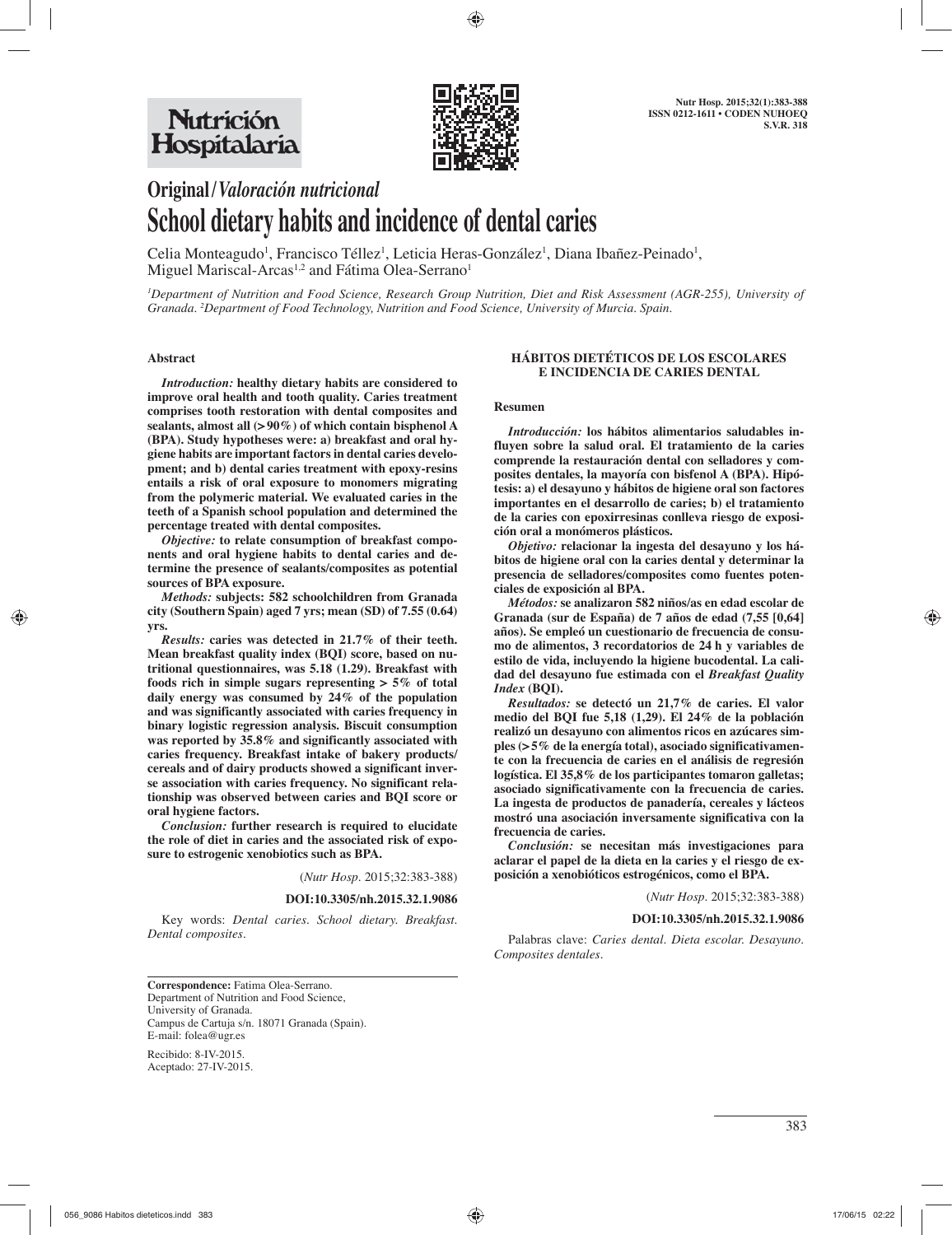# Original / *Valoración nutricional*

# School dietary habits and incidence of dental caries

Celia Monteagudo[1], Francisco Téllez[1], Leticia Heras-González[1], Diana Ibañez-Peinado[1], Miguel Mariscal-Arcas[1,2] and Fátima Olea-Serrano[1]

[1]*Department of Nutrition and Food Science, Research Group Nutrition, Diet and Risk Assessment (AGR-255), University of Granada.* [2]*Department of Food Technology, Nutrition and Food Science, University of Murcia. Spain.*

## Abstract

***Introduction:*** **healthy dietary habits are considered to improve oral health and tooth quality. Caries treatment comprises tooth restoration with dental composites and sealants, almost all (>90%) of which contain bisphenol A (BPA). Study hypotheses were: a) breakfast and oral hygiene habits are important factors in dental caries development; and b) dental caries treatment with epoxy-resins entails a risk of oral exposure to monomers migrating from the polymeric material. We evaluated caries in the teeth of a Spanish school population and determined the percentage treated with dental composites.**

***Objective:*** **to relate consumption of breakfast components and oral hygiene habits to dental caries and determine the presence of sealants/composites as potential sources of BPA exposure.**

***Methods:*** **subjects: 582 schoolchildren from Granada city (Southern Spain) aged 7 yrs; mean (SD) of 7.55 (0.64) yrs.**

***Results:*** **caries was detected in 21.7% of their teeth. Mean breakfast quality index (BQI) score, based on nutritional questionnaires, was 5.18 (1.29). Breakfast with foods rich in simple sugars representing > 5% of total daily energy was consumed by 24% of the population and was significantly associated with caries frequency in binary logistic regression analysis. Biscuit consumption was reported by 35.8% and significantly associated with caries frequency. Breakfast intake of bakery products/cereals and of dairy products showed a significant inverse association with caries frequency. No significant relationship was observed between caries and BQI score or oral hygiene factors.**

***Conclusion:*** **further research is required to elucidate the role of diet in caries and the associated risk of exposure to estrogenic xenobiotics such as BPA.**

(*Nutr Hosp.* 2015;32:383-388)

**DOI:10.3305/nh.2015.32.1.9086**

Key words: *Dental caries. School dietary. Breakfast. Dental composites.*

## HÁBITOS DIETÉTICOS DE LOS ESCOLARES E INCIDENCIA DE CARIES DENTAL

### Resumen

***Introducción:*** **los hábitos alimentarios saludables influyen sobre la salud oral. El tratamiento de la caries comprende la restauración dental con selladores y composites dentales, la mayoría con bisfenol A (BPA). Hipótesis: a) el desayuno y hábitos de higiene oral son factores importantes en el desarrollo de caries; b) el tratamiento de la caries con epoxirresinas conlleva riesgo de exposición oral a monómeros plásticos.**

***Objetivo:*** **relacionar la ingesta del desayuno y los hábitos de higiene oral con la caries dental y determinar la presencia de selladores/composites como fuentes potenciales de exposición al BPA.**

***Métodos:*** **se analizaron 582 niños/as en edad escolar de Granada (sur de España) de 7 años de edad (7,55 [0,64] años). Se empleó un cuestionario de frecuencia de consumo de alimentos, 3 recordatorios de 24 h y variables de estilo de vida, incluyendo la higiene bucodental. La calidad del desayuno fue estimada con el *Breakfast Quality Index* (BQI).**

***Resultados:*** **se detectó un 21,7% de caries. El valor medio del BQI fue 5,18 (1,29). El 24% de la población realizó un desayuno con alimentos ricos en azúcares simples (>5% de la energía total), asociado significativamente con la frecuencia de caries en el análisis de regresión logística. El 35,8% de los participantes tomaron galletas; asociado significativamente con la frecuencia de caries. La ingesta de productos de panadería, cereales y lácteos mostró una asociación inversamente significativa con la frecuencia de caries.**

***Conclusión:*** **se necesitan más investigaciones para aclarar el papel de la dieta en la caries y el riesgo de exposición a xenobióticos estrogénicos, como el BPA.**

(*Nutr Hosp.* 2015;32:383-388)

**DOI:10.3305/nh.2015.32.1.9086**

Palabras clave: *Caries dental. Dieta escolar. Desayuno. Composites dentales.*

---

**Correspondence:** Fatima Olea-Serrano.
Department of Nutrition and Food Science,
University of Granada.
Campus de Cartuja s/n. 18071 Granada (Spain).
E-mail: folea@ugr.es

Recibido: 8-IV-2015.
Aceptado: 27-IV-2015.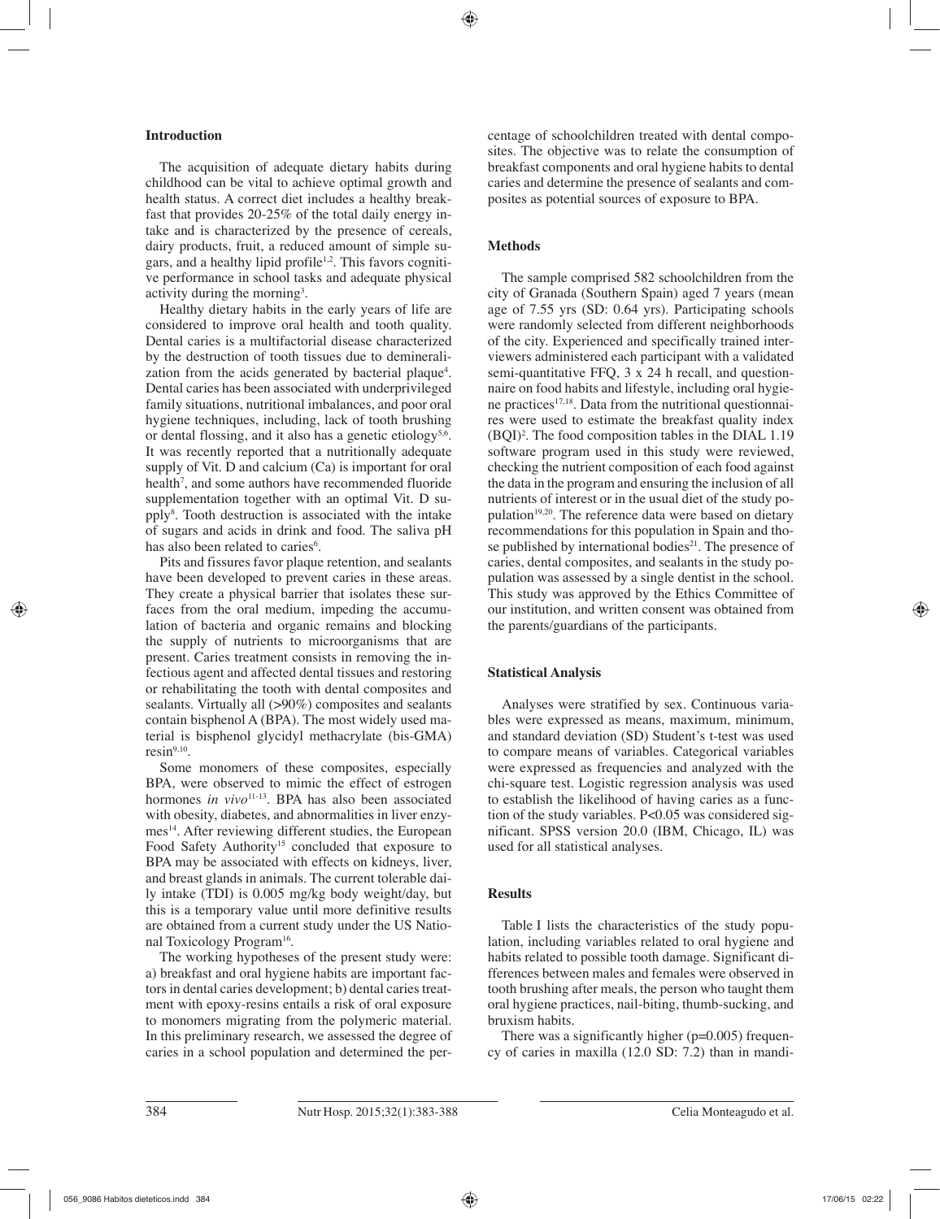## Introduction

The acquisition of adequate dietary habits during childhood can be vital to achieve optimal growth and health status. A correct diet includes a healthy breakfast that provides 20-25% of the total daily energy intake and is characterized by the presence of cereals, dairy products, fruit, a reduced amount of simple sugars, and a healthy lipid profile[1,2]. This favors cognitive performance in school tasks and adequate physical activity during the morning[3].

Healthy dietary habits in the early years of life are considered to improve oral health and tooth quality. Dental caries is a multifactorial disease characterized by the destruction of tooth tissues due to demineralization from the acids generated by bacterial plaque[4]. Dental caries has been associated with underprivileged family situations, nutritional imbalances, and poor oral hygiene techniques, including, lack of tooth brushing or dental flossing, and it also has a genetic etiology[5,6]. It was recently reported that a nutritionally adequate supply of Vit. D and calcium (Ca) is important for oral health[7], and some authors have recommended fluoride supplementation together with an optimal Vit. D supply[8]. Tooth destruction is associated with the intake of sugars and acids in drink and food. The saliva pH has also been related to caries[6].

Pits and fissures favor plaque retention, and sealants have been developed to prevent caries in these areas. They create a physical barrier that isolates these surfaces from the oral medium, impeding the accumulation of bacteria and organic remains and blocking the supply of nutrients to microorganisms that are present. Caries treatment consists in removing the infectious agent and affected dental tissues and restoring or rehabilitating the tooth with dental composites and sealants. Virtually all (>90%) composites and sealants contain bisphenol A (BPA). The most widely used material is bisphenol glycidyl methacrylate (bis-GMA) resin[9,10].

Some monomers of these composites, especially BPA, were observed to mimic the effect of estrogen hormones *in vivo*[11-13]. BPA has also been associated with obesity, diabetes, and abnormalities in liver enzymes[14]. After reviewing different studies, the European Food Safety Authority[15] concluded that exposure to BPA may be associated with effects on kidneys, liver, and breast glands in animals. The current tolerable daily intake (TDI) is 0.005 mg/kg body weight/day, but this is a temporary value until more definitive results are obtained from a current study under the US National Toxicology Program[16].

The working hypotheses of the present study were: a) breakfast and oral hygiene habits are important factors in dental caries development; b) dental caries treatment with epoxy-resins entails a risk of oral exposure to monomers migrating from the polymeric material. In this preliminary research, we assessed the degree of caries in a school population and determined the percentage of schoolchildren treated with dental composites. The objective was to relate the consumption of breakfast components and oral hygiene habits to dental caries and determine the presence of sealants and composites as potential sources of exposure to BPA.

## Methods

The sample comprised 582 schoolchildren from the city of Granada (Southern Spain) aged 7 years (mean age of 7.55 yrs (SD: 0.64 yrs). Participating schools were randomly selected from different neighborhoods of the city. Experienced and specifically trained interviewers administered each participant with a validated semi-quantitative FFQ, 3 x 24 h recall, and questionnaire on food habits and lifestyle, including oral hygiene practices[17,18]. Data from the nutritional questionnaires were used to estimate the breakfast quality index (BQI)[2]. The food composition tables in the DIAL 1.19 software program used in this study were reviewed, checking the nutrient composition of each food against the data in the program and ensuring the inclusion of all nutrients of interest or in the usual diet of the study population[19,20]. The reference data were based on dietary recommendations for this population in Spain and those published by international bodies[21]. The presence of caries, dental composites, and sealants in the study population was assessed by a single dentist in the school. This study was approved by the Ethics Committee of our institution, and written consent was obtained from the parents/guardians of the participants.

## Statistical Analysis

Analyses were stratified by sex. Continuous variables were expressed as means, maximum, minimum, and standard deviation (SD) Student's t-test was used to compare means of variables. Categorical variables were expressed as frequencies and analyzed with the chi-square test. Logistic regression analysis was used to establish the likelihood of having caries as a function of the study variables. $P<0.05$ was considered significant. SPSS version 20.0 (IBM, Chicago, IL) was used for all statistical analyses.

## Results

Table I lists the characteristics of the study population, including variables related to oral hygiene and habits related to possible tooth damage. Significant differences between males and females were observed in tooth brushing after meals, the person who taught them oral hygiene practices, nail-biting, thumb-sucking, and bruxism habits.

There was a significantly higher ($p=0.005$) frequency of caries in maxilla (12.0 SD: 7.2) than in mandi-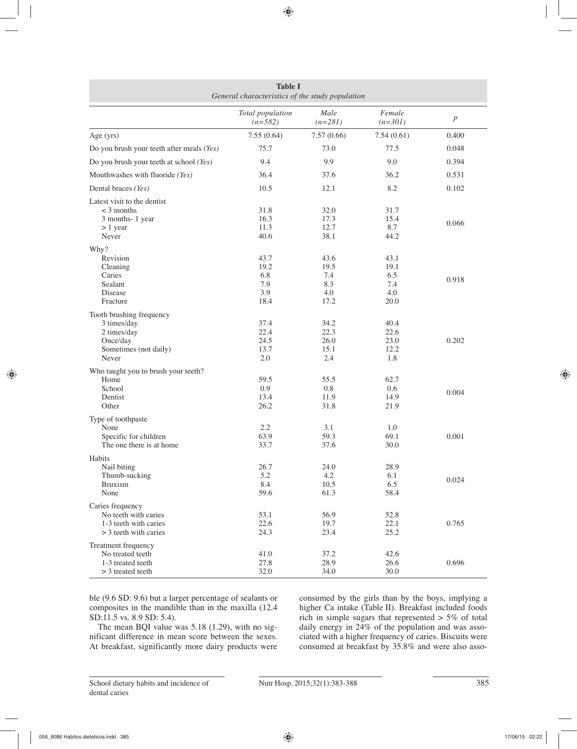**Table I**
*General characteristics of the study population*

| | *Total population (n=582)* | *Male (n=281)* | *Female (n=301)* | *p* |
|---|---|---|---|---|
| Age (yrs) | 7.55 (0.64) | 7.57 (0.66) | 7.54 (0.61) | 0.400 |
| Do you brush your teeth after meals *(Yes)* | 75.7 | 73.0 | 77.5 | 0.048 |
| Do you brush your teeth at school *(Yes)* | 9.4 | 9.9 | 9.0 | 0.394 |
| Mouthwashes with fluoride *(Yes)* | 36.4 | 37.6 | 36.2 | 0.531 |
| Dental braces *(Yes)* | 10.5 | 12.1 | 8.2 | 0.102 |
| Latest visit to the dentist | | | | |
| < 3 months | 31.8 | 32.0 | 31.7 | 0.066 |
| 3 months- 1 year | 16.3 | 17.3 | 15.4 | |
| > 1 year | 11.3 | 12.7 | 8.7 | |
| Never | 40.6 | 38.1 | 44.2 | |
| Why? | | | | |
| Revision | 43.7 | 43.6 | 43.1 | 0.918 |
| Cleaning | 19.2 | 19.5 | 19.1 | |
| Caries | 6.8 | 7.4 | 6.5 | |
| Sealant | 7.9 | 8.3 | 7.4 | |
| Disease | 3.9 | 4.0 | 4.0 | |
| Fracture | 18.4 | 17.2 | 20.0 | |
| Tooth brushing frequency | | | | |
| 3 times/day | 37.4 | 34.2 | 40.4 | 0.202 |
| 2 times/day | 22.4 | 22.3 | 22.6 | |
| Once/day | 24.5 | 26.0 | 23.0 | |
| Sometimes (not daily) | 13.7 | 15.1 | 12.2 | |
| Never | 2.0 | 2.4 | 1.8 | |
| Who taught you to brush your teeth? | | | | |
| Home | 59.5 | 55.5 | 62.7 | 0.004 |
| School | 0.9 | 0.8 | 0.6 | |
| Dentist | 13.4 | 11.9 | 14.9 | |
| Other | 26.2 | 31.8 | 21.9 | |
| Type of toothpaste | | | | |
| None | 2.2 | 3.1 | 1.0 | 0.001 |
| Specific for children | 63.9 | 59.3 | 69.1 | |
| The one there is at home | 33.7 | 37.6 | 30.0 | |
| Habits | | | | |
| Nail biting | 26.7 | 24.0 | 28.9 | 0.024 |
| Thumb-sucking | 5.2 | 4.2 | 6.1 | |
| Bruxism | 8.4 | 10.5 | 6.5 | |
| None | 59.6 | 61.3 | 58.4 | |
| Caries frequency | | | | |
| No teeth with caries | 53.1 | 56.9 | 52.8 | 0.765 |
| 1-3 teeth with caries | 22.6 | 19.7 | 22.1 | |
| > 3 teeth with caries | 24.3 | 23.4 | 25.2 | |
| Treatment frequency | | | | |
| No treated teeth | 41.0 | 37.2 | 42.6 | 0.696 |
| 1-3 treated teeth | 27.8 | 28.9 | 26.6 | |
| > 3 treated teeth | 32.0 | 34.0 | 30.0 | |

ble (9.6 SD: 9.6) but a larger percentage of sealants or composites in the mandible than in the maxilla (12.4 SD:11.5 vs. 8.9 SD: 5.4).

The mean BQI value was 5.18 (1.29), with no significant difference in mean score between the sexes. At breakfast, significantly more dairy products were consumed by the girls than by the boys, implying a higher Ca intake (Table II). Breakfast included foods rich in simple sugars that represented > 5% of total daily energy in 24% of the population and was associated with a higher frequency of caries. Biscuits were consumed at breakfast by 35.8% and were also asso-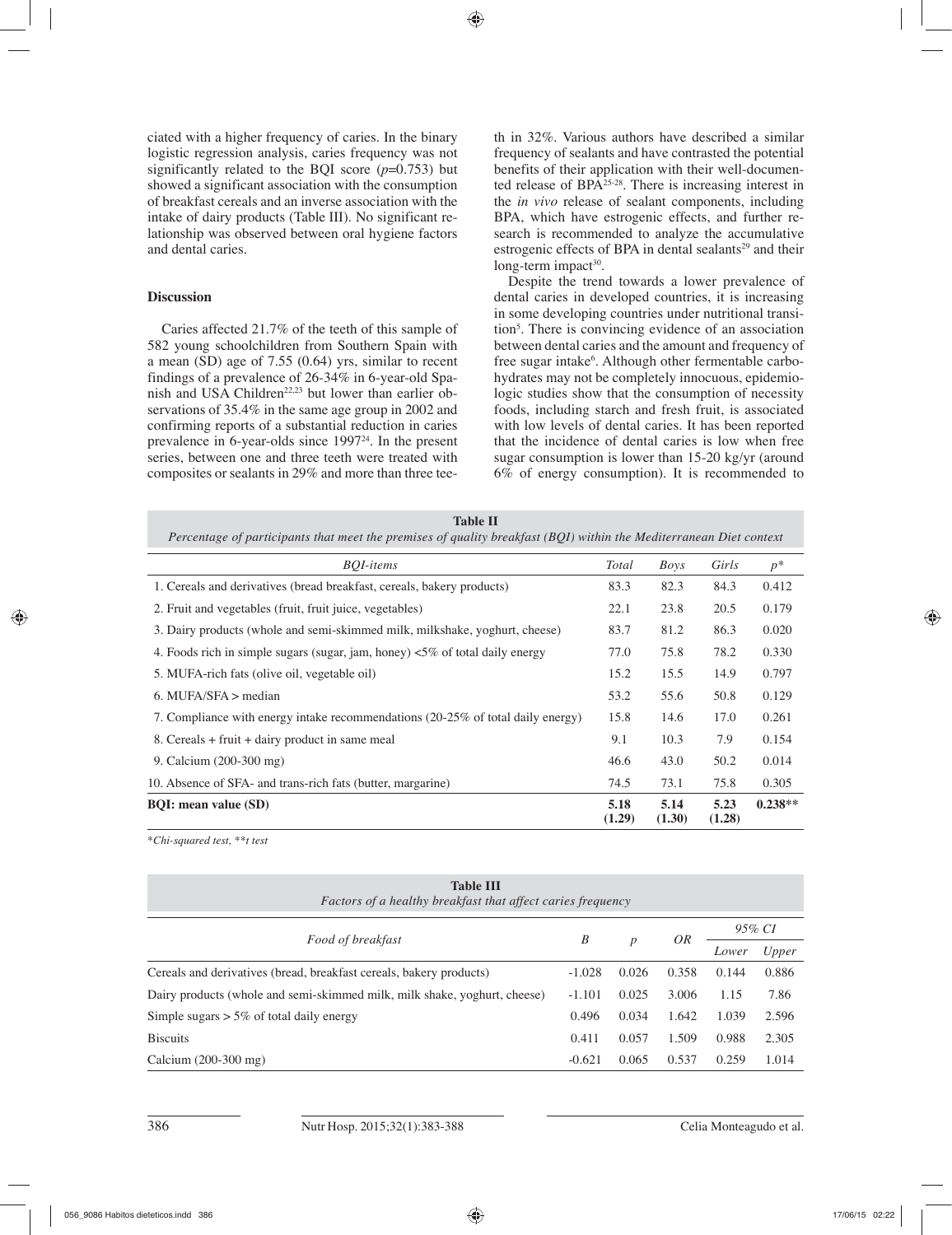ciated with a higher frequency of caries. In the binary logistic regression analysis, caries frequency was not significantly related to the BQI score ($p$=0.753) but showed a significant association with the consumption of breakfast cereals and an inverse association with the intake of dairy products (Table III). No significant relationship was observed between oral hygiene factors and dental caries.

## Discussion

Caries affected 21.7% of the teeth of this sample of 582 young schoolchildren from Southern Spain with a mean (SD) age of 7.55 (0.64) yrs, similar to recent findings of a prevalence of 26-34% in 6-year-old Spanish and USA Children[22,23] but lower than earlier observations of 35.4% in the same age group in 2002 and confirming reports of a substantial reduction in caries prevalence in 6-year-olds since 1997[24]. In the present series, between one and three teeth were treated with composites or sealants in 29% and more than three teeth in 32%. Various authors have described a similar frequency of sealants and have contrasted the potential benefits of their application with their well-documented release of BPA[25-28]. There is increasing interest in the *in vivo* release of sealant components, including BPA, which have estrogenic effects, and further research is recommended to analyze the accumulative estrogenic effects of BPA in dental sealants[29] and their long-term impact[30].

Despite the trend towards a lower prevalence of dental caries in developed countries, it is increasing in some developing countries under nutritional transition[5]. There is convincing evidence of an association between dental caries and the amount and frequency of free sugar intake[6]. Although other fermentable carbohydrates may not be completely innocuous, epidemiologic studies show that the consumption of necessity foods, including starch and fresh fruit, is associated with low levels of dental caries. It has been reported that the incidence of dental caries is low when free sugar consumption is lower than 15-20 kg/yr (around 6% of energy consumption). It is recommended to

**Table II**
*Percentage of participants that meet the premises of quality breakfast (BQI) within the Mediterranean Diet context*

| *BQI-items* | *Total* | *Boys* | *Girls* | *p\** |
|---|---|---|---|---|
| 1. Cereals and derivatives (bread breakfast, cereals, bakery products) | 83.3 | 82.3 | 84.3 | 0.412 |
| 2. Fruit and vegetables (fruit, fruit juice, vegetables) | 22.1 | 23.8 | 20.5 | 0.179 |
| 3. Dairy products (whole and semi-skimmed milk, milkshake, yoghurt, cheese) | 83.7 | 81.2 | 86.3 | 0.020 |
| 4. Foods rich in simple sugars (sugar, jam, honey) <5% of total daily energy | 77.0 | 75.8 | 78.2 | 0.330 |
| 5. MUFA-rich fats (olive oil, vegetable oil) | 15.2 | 15.5 | 14.9 | 0.797 |
| 6. MUFA/SFA > median | 53.2 | 55.6 | 50.8 | 0.129 |
| 7. Compliance with energy intake recommendations (20-25% of total daily energy) | 15.8 | 14.6 | 17.0 | 0.261 |
| 8. Cereals + fruit + dairy product in same meal | 9.1 | 10.3 | 7.9 | 0.154 |
| 9. Calcium (200-300 mg) | 46.6 | 43.0 | 50.2 | 0.014 |
| 10. Absence of SFA- and trans-rich fats (butter, margarine) | 74.5 | 73.1 | 75.8 | 0.305 |
| **BQI: mean value (SD)** | **5.18 (1.29)** | **5.14 (1.30)** | **5.23 (1.28)** | **0.238\*\*** |

*\*Chi-squared test, \*\*t test*

**Table III**
*Factors of a healthy breakfast that affect caries frequency*

| *Food of breakfast* | *B* | *p* | *OR* | *95% CI* | |
|---|---|---|---|---|---|
| | | | | *Lower* | *Upper* |
| Cereals and derivatives (bread, breakfast cereals, bakery products) | -1.028 | 0.026 | 0.358 | 0.144 | 0.886 |
| Dairy products (whole and semi-skimmed milk, milk shake, yoghurt, cheese) | -1.101 | 0.025 | 3.006 | 1.15 | 7.86 |
| Simple sugars > 5% of total daily energy | 0.496 | 0.034 | 1.642 | 1.039 | 2.596 |
| Biscuits | 0.411 | 0.057 | 1.509 | 0.988 | 2.305 |
| Calcium (200-300 mg) | -0.621 | 0.065 | 0.537 | 0.259 | 1.014 |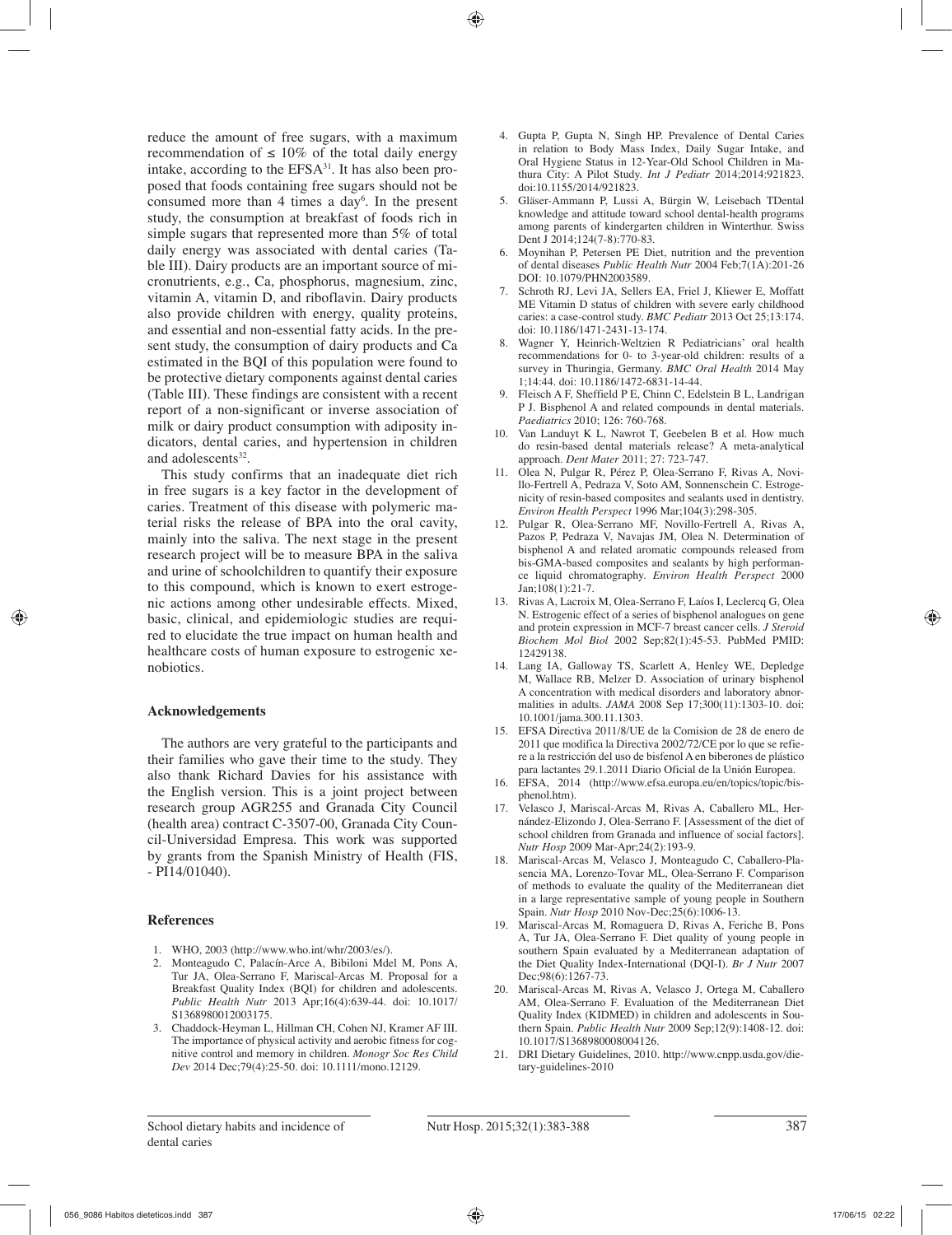reduce the amount of free sugars, with a maximum recommendation of ≤ 10% of the total daily energy intake, according to the EFSA[31]. It has also been proposed that foods containing free sugars should not be consumed more than 4 times a day[6]. In the present study, the consumption at breakfast of foods rich in simple sugars that represented more than 5% of total daily energy was associated with dental caries (Table III). Dairy products are an important source of micronutrients, e.g., Ca, phosphorus, magnesium, zinc, vitamin A, vitamin D, and riboflavin. Dairy products also provide children with energy, quality proteins, and essential and non-essential fatty acids. In the present study, the consumption of dairy products and Ca estimated in the BQI of this population were found to be protective dietary components against dental caries (Table III). These findings are consistent with a recent report of a non-significant or inverse association of milk or dairy product consumption with adiposity indicators, dental caries, and hypertension in children and adolescents[32].

This study confirms that an inadequate diet rich in free sugars is a key factor in the development of caries. Treatment of this disease with polymeric material risks the release of BPA into the oral cavity, mainly into the saliva. The next stage in the present research project will be to measure BPA in the saliva and urine of schoolchildren to quantify their exposure to this compound, which is known to exert estrogenic actions among other undesirable effects. Mixed, basic, clinical, and epidemiologic studies are required to elucidate the true impact on human health and healthcare costs of human exposure to estrogenic xenobiotics.

### Acknowledgements

The authors are very grateful to the participants and their families who gave their time to the study. They also thank Richard Davies for his assistance with the English version. This is a joint project between research group AGR255 and Granada City Council (health area) contract C-3507-00, Granada City Council-Universidad Empresa. This work was supported by grants from the Spanish Ministry of Health (FIS, - PI14/01040).

### References

1. WHO, 2003 (http://www.who.int/whr/2003/es/).
2. Monteagudo C, Palacín-Arce A, Bibiloni Mdel M, Pons A, Tur JA, Olea-Serrano F, Mariscal-Arcas M. Proposal for a Breakfast Quality Index (BQI) for children and adolescents. *Public Health Nutr* 2013 Apr;16(4):639-44. doi: 10.1017/S1368980012003175.
3. Chaddock-Heyman L, Hillman CH, Cohen NJ, Kramer AF III. The importance of physical activity and aerobic fitness for cognitive control and memory in children. *Monogr Soc Res Child Dev* 2014 Dec;79(4):25-50. doi: 10.1111/mono.12129.
4. Gupta P, Gupta N, Singh HP. Prevalence of Dental Caries in relation to Body Mass Index, Daily Sugar Intake, and Oral Hygiene Status in 12-Year-Old School Children in Mathura City: A Pilot Study. *Int J Pediatr* 2014;2014:921823. doi:10.1155/2014/921823.
5. Gläser-Ammann P, Lussi A, Bürgin W, Leisebach TDental knowledge and attitude toward school dental-health programs among parents of kindergarten children in Winterthur. Swiss Dent J 2014;124(7-8):770-83.
6. Moynihan P, Petersen PE Diet, nutrition and the prevention of dental diseases *Public Health Nutr* 2004 Feb;7(1A):201-26 DOI: 10.1079/PHN2003589.
7. Schroth RJ, Levi JA, Sellers EA, Friel J, Kliewer E, Moffatt ME Vitamin D status of children with severe early childhood caries: a case-control study. *BMC Pediatr* 2013 Oct 25;13:174. doi: 10.1186/1471-2431-13-174.
8. Wagner Y, Heinrich-Weltzien R Pediatricians' oral health recommendations for 0- to 3-year-old children: results of a survey in Thuringia, Germany. *BMC Oral Health* 2014 May 1;14:44. doi: 10.1186/1472-6831-14-44.
9. Fleisch A F, Sheffield P E, Chinn C, Edelstein B L, Landrigan P J. Bisphenol A and related compounds in dental materials. *Paediatrics* 2010; 126: 760-768.
10. Van Landuyt K L, Nawrot T, Geebelen B et al. How much do resin-based dental materials release? A meta-analytical approach. *Dent Mater* 2011; 27: 723-747.
11. Olea N, Pulgar R, Pérez P, Olea-Serrano F, Rivas A, Novillo-Fertrell A, Pedraza V, Soto AM, Sonnenschein C. Estrogenicity of resin-based composites and sealants used in dentistry. *Environ Health Perspect* 1996 Mar;104(3):298-305.
12. Pulgar R, Olea-Serrano MF, Novillo-Fertrell A, Rivas A, Pazos P, Pedraza V, Navajas JM, Olea N. Determination of bisphenol A and related aromatic compounds released from bis-GMA-based composites and sealants by high performance liquid chromatography. *Environ Health Perspect* 2000 Jan;108(1):21-7.
13. Rivas A, Lacroix M, Olea-Serrano F, Laíos I, Leclercq G, Olea N. Estrogenic effect of a series of bisphenol analogues on gene and protein expression in MCF-7 breast cancer cells. *J Steroid Biochem Mol Biol* 2002 Sep;82(1):45-53. PubMed PMID: 12429138.
14. Lang IA, Galloway TS, Scarlett A, Henley WE, Depledge M, Wallace RB, Melzer D. Association of urinary bisphenol A concentration with medical disorders and laboratory abnormalities in adults. *JAMA* 2008 Sep 17;300(11):1303-10. doi: 10.1001/jama.300.11.1303.
15. EFSA Directiva 2011/8/UE de la Comision de 28 de enero de 2011 que modifica la Directiva 2002/72/CE por lo que se refiere a la restricción del uso de bisfenol A en biberones de plástico para lactantes 29.1.2011 Diario Oficial de la Unión Europea.
16. EFSA, 2014 (http://www.efsa.europa.eu/en/topics/topic/bisphenol.htm).
17. Velasco J, Mariscal-Arcas M, Rivas A, Caballero ML, Hernández-Elizondo J, Olea-Serrano F. [Assessment of the diet of school children from Granada and influence of social factors]. *Nutr Hosp* 2009 Mar-Apr;24(2):193-9.
18. Mariscal-Arcas M, Velasco J, Monteagudo C, Caballero-Plasencia MA, Lorenzo-Tovar ML, Olea-Serrano F. Comparison of methods to evaluate the quality of the Mediterranean diet in a large representative sample of young people in Southern Spain. *Nutr Hosp* 2010 Nov-Dec;25(6):1006-13.
19. Mariscal-Arcas M, Romaguera D, Rivas A, Feriche B, Pons A, Tur JA, Olea-Serrano F. Diet quality of young people in southern Spain evaluated by a Mediterranean adaptation of the Diet Quality Index-International (DQI-I). *Br J Nutr* 2007 Dec;98(6):1267-73.
20. Mariscal-Arcas M, Rivas A, Velasco J, Ortega M, Caballero AM, Olea-Serrano F. Evaluation of the Mediterranean Diet Quality Index (KIDMED) in children and adolescents in Southern Spain. *Public Health Nutr* 2009 Sep;12(9):1408-12. doi: 10.1017/S1368980008004126.
21. DRI Dietary Guidelines, 2010. http://www.cnpp.usda.gov/dietary-guidelines-2010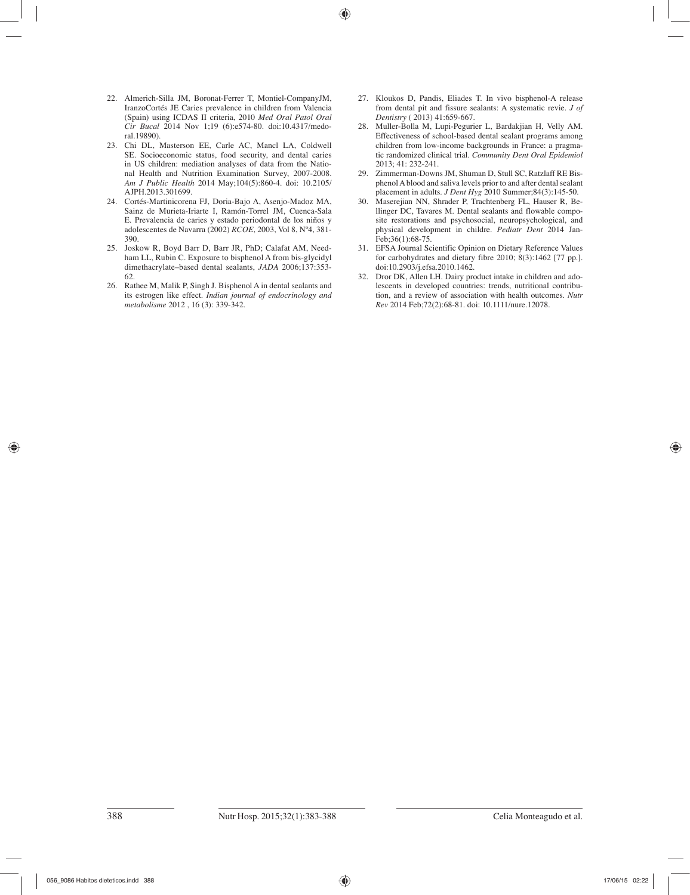22. Almerich-Silla JM, Boronat-Ferrer T, Montiel-CompanyJM, IranzoCortés JE Caries prevalence in children from Valencia (Spain) using ICDAS II criteria, 2010 *Med Oral Patol Oral Cir Bucal* 2014 Nov 1;19 (6):e574-80. doi:10.4317/medoral.19890).
23. Chi DL, Masterson EE, Carle AC, Mancl LA, Coldwell SE. Socioeconomic status, food security, and dental caries in US children: mediation analyses of data from the National Health and Nutrition Examination Survey, 2007-2008. *Am J Public Health* 2014 May;104(5):860-4. doi: 10.2105/AJPH.2013.301699.
24. Cortés-Martinicorena FJ, Doria-Bajo A, Asenjo-Madoz MA, Sainz de Murieta-Iriarte I, Ramón-Torrel JM, Cuenca-Sala E. Prevalencia de caries y estado periodontal de los niños y adolescentes de Navarra (2002) *RCOE*, 2003, Vol 8, Nº4, 381-390.
25. Joskow R, Boyd Barr D, Barr JR, PhD; Calafat AM, Needham LL, Rubin C. Exposure to bisphenol A from bis-glycidyl dimethacrylate–based dental sealants, *JADA* 2006;137:353-62.
26. Rathee M, Malik P, Singh J. Bisphenol A in dental sealants and its estrogen like effect. *Indian journal of endocrinology and metabolisme* 2012 , 16 (3): 339-342.
27. Kloukos D, Pandis, Eliades T. In vivo bisphenol-A release from dental pit and fissure sealants: A systematic revie. *J of Dentistry* ( 2013) 41:659-667.
28. Muller-Bolla M, Lupi-Pegurier L, Bardakjian H, Velly AM. Effectiveness of school-based dental sealant programs among children from low-income backgrounds in France: a pragmatic randomized clinical trial. *Community Dent Oral Epidemiol* 2013; 41: 232-241.
29. Zimmerman-Downs JM, Shuman D, Stull SC, Ratzlaff RE Bisphenol A blood and saliva levels prior to and after dental sealant placement in adults. *J Dent Hyg* 2010 Summer;84(3):145-50.
30. Maserejian NN, Shrader P, Trachtenberg FL, Hauser R, Bellinger DC, Tavares M. Dental sealants and flowable composite restorations and psychosocial, neuropsychological, and physical development in childre. *Pediatr Dent* 2014 Jan-Feb;36(1):68-75.
31. EFSA Journal Scientific Opinion on Dietary Reference Values for carbohydrates and dietary fibre 2010; 8(3):1462 [77 pp.]. doi:10.2903/j.efsa.2010.1462.
32. Dror DK, Allen LH. Dairy product intake in children and adolescents in developed countries: trends, nutritional contribution, and a review of association with health outcomes. *Nutr Rev* 2014 Feb;72(2):68-81. doi: 10.1111/nure.12078.